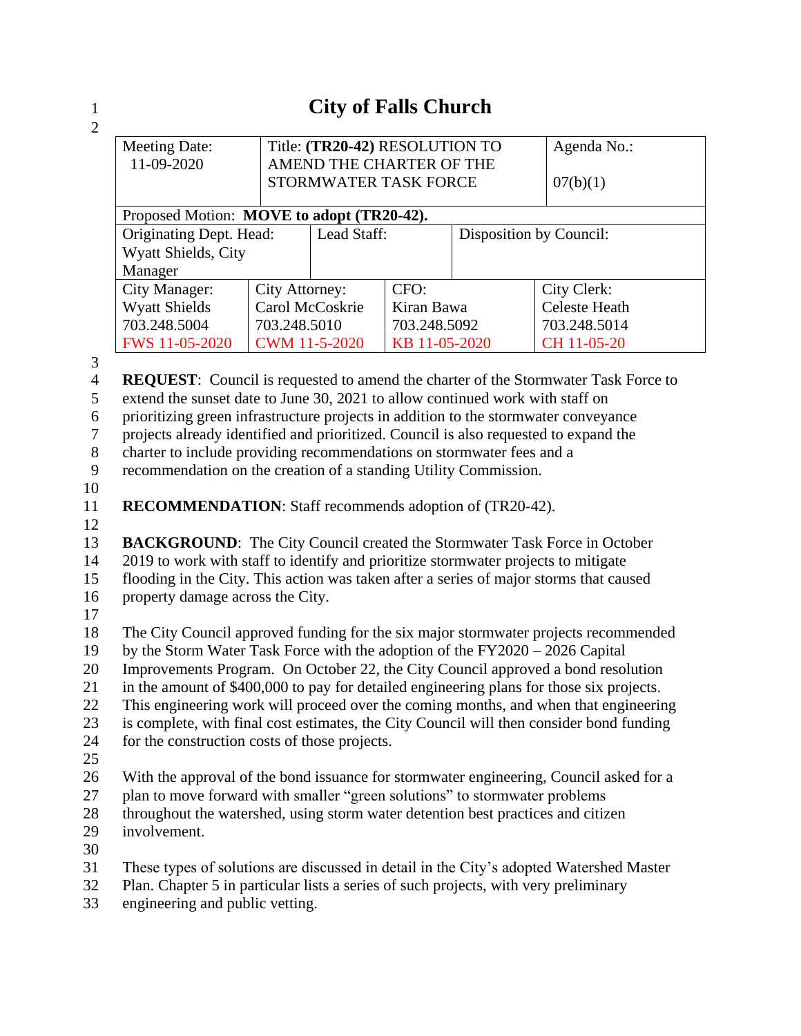# City of Falls Church

| Meeting Date: 11-09-2020 | Title: **(TR20-42)** RESOLUTION TO AMEND THE CHARTER OF THE STORMWATER TASK FORCE | | Agenda No.: 07(b)(1) |
|---|---|---|---|
| Proposed Motion: **MOVE to adopt (TR20-42).** | | | |
| Originating Dept. Head: Wyatt Shields, City Manager | Lead Staff: | Disposition by Council: | |
| City Manager: Wyatt Shields 703.248.5004 FWS 11-05-2020 | City Attorney: Carol McCoskrie 703.248.5010 CWM 11-5-2020 | CFO: Kiran Bawa 703.248.5092 KB 11-05-2020 | City Clerk: Celeste Heath 703.248.5014 CH 11-05-20 |

**REQUEST**: Council is requested to amend the charter of the Stormwater Task Force to extend the sunset date to June 30, 2021 to allow continued work with staff on prioritizing green infrastructure projects in addition to the stormwater conveyance projects already identified and prioritized. Council is also requested to expand the charter to include providing recommendations on stormwater fees and a recommendation on the creation of a standing Utility Commission.

**RECOMMENDATION**: Staff recommends adoption of (TR20-42).

**BACKGROUND**: The City Council created the Stormwater Task Force in October 2019 to work with staff to identify and prioritize stormwater projects to mitigate flooding in the City. This action was taken after a series of major storms that caused property damage across the City.

The City Council approved funding for the six major stormwater projects recommended by the Storm Water Task Force with the adoption of the FY2020 – 2026 Capital Improvements Program. On October 22, the City Council approved a bond resolution in the amount of $400,000 to pay for detailed engineering plans for those six projects. This engineering work will proceed over the coming months, and when that engineering is complete, with final cost estimates, the City Council will then consider bond funding for the construction costs of those projects.

With the approval of the bond issuance for stormwater engineering, Council asked for a plan to move forward with smaller "green solutions" to stormwater problems throughout the watershed, using storm water detention best practices and citizen involvement.

These types of solutions are discussed in detail in the City's adopted Watershed Master Plan. Chapter 5 in particular lists a series of such projects, with very preliminary engineering and public vetting.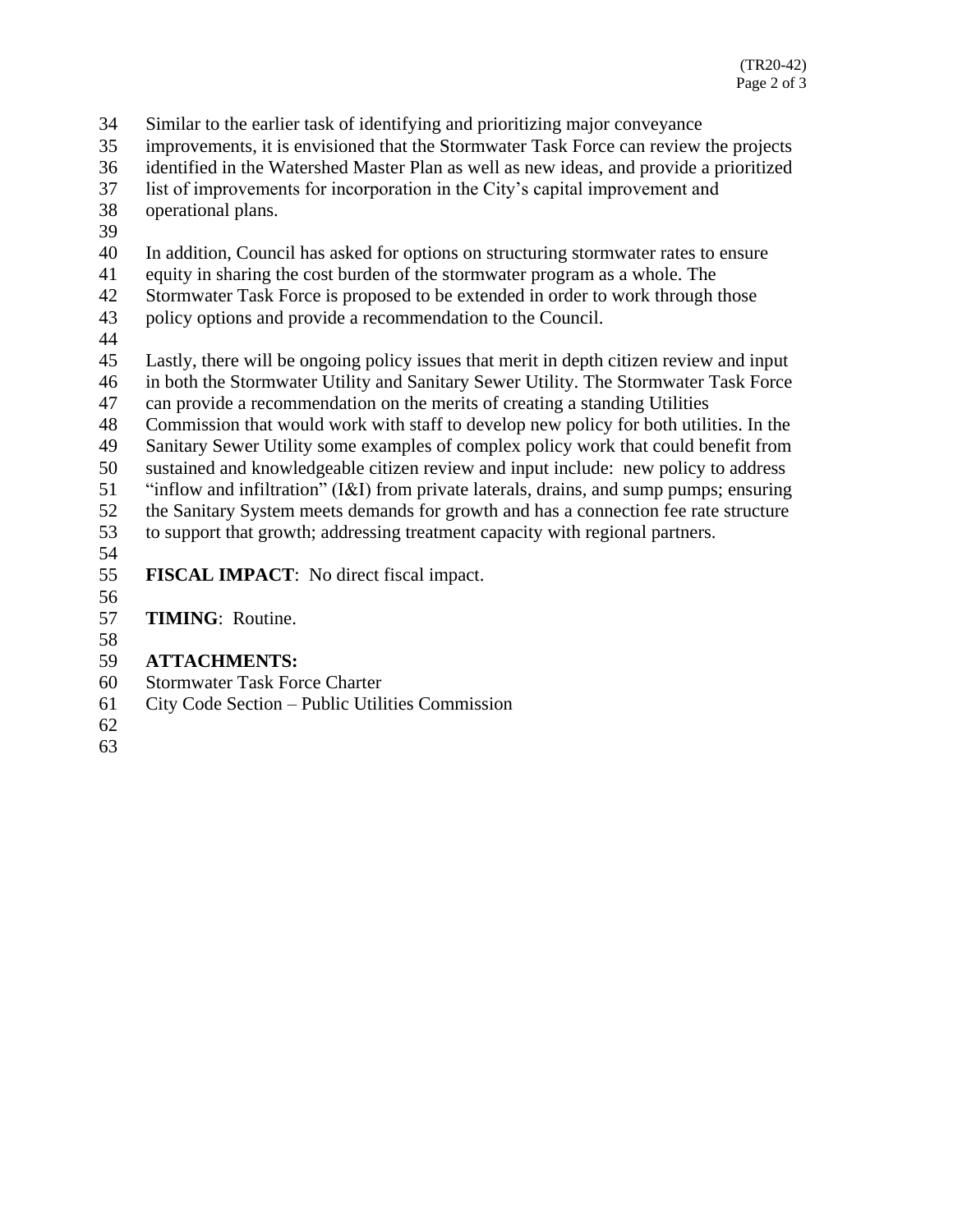Similar to the earlier task of identifying and prioritizing major conveyance improvements, it is envisioned that the Stormwater Task Force can review the projects identified in the Watershed Master Plan as well as new ideas, and provide a prioritized list of improvements for incorporation in the City's capital improvement and operational plans.

In addition, Council has asked for options on structuring stormwater rates to ensure equity in sharing the cost burden of the stormwater program as a whole. The Stormwater Task Force is proposed to be extended in order to work through those policy options and provide a recommendation to the Council.

Lastly, there will be ongoing policy issues that merit in depth citizen review and input in both the Stormwater Utility and Sanitary Sewer Utility. The Stormwater Task Force can provide a recommendation on the merits of creating a standing Utilities Commission that would work with staff to develop new policy for both utilities. In the Sanitary Sewer Utility some examples of complex policy work that could benefit from sustained and knowledgeable citizen review and input include: new policy to address "inflow and infiltration" (I&I) from private laterals, drains, and sump pumps; ensuring the Sanitary System meets demands for growth and has a connection fee rate structure to support that growth; addressing treatment capacity with regional partners.

**FISCAL IMPACT**: No direct fiscal impact.

**TIMING**: Routine.

**ATTACHMENTS:**

Stormwater Task Force Charter

City Code Section – Public Utilities Commission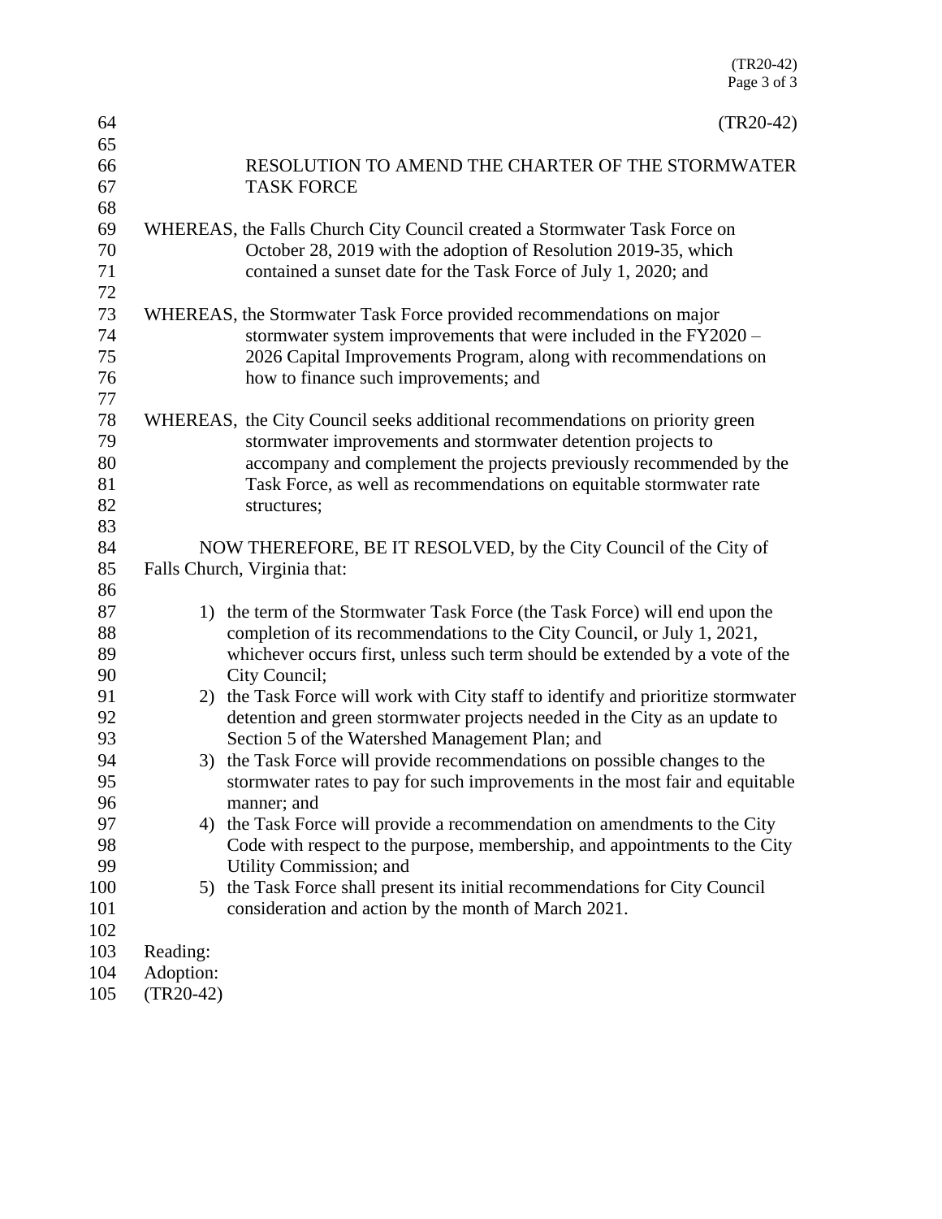(TR20-42)

RESOLUTION TO AMEND THE CHARTER OF THE STORMWATER TASK FORCE

WHEREAS, the Falls Church City Council created a Stormwater Task Force on October 28, 2019 with the adoption of Resolution 2019-35, which contained a sunset date for the Task Force of July 1, 2020; and

WHEREAS, the Stormwater Task Force provided recommendations on major stormwater system improvements that were included in the FY2020 – 2026 Capital Improvements Program, along with recommendations on how to finance such improvements; and

WHEREAS, the City Council seeks additional recommendations on priority green stormwater improvements and stormwater detention projects to accompany and complement the projects previously recommended by the Task Force, as well as recommendations on equitable stormwater rate structures;

NOW THEREFORE, BE IT RESOLVED, by the City Council of the City of Falls Church, Virginia that:

1) the term of the Stormwater Task Force (the Task Force) will end upon the completion of its recommendations to the City Council, or July 1, 2021, whichever occurs first, unless such term should be extended by a vote of the City Council;
2) the Task Force will work with City staff to identify and prioritize stormwater detention and green stormwater projects needed in the City as an update to Section 5 of the Watershed Management Plan; and
3) the Task Force will provide recommendations on possible changes to the stormwater rates to pay for such improvements in the most fair and equitable manner; and
4) the Task Force will provide a recommendation on amendments to the City Code with respect to the purpose, membership, and appointments to the City Utility Commission; and
5) the Task Force shall present its initial recommendations for City Council consideration and action by the month of March 2021.

Reading:
Adoption:
(TR20-42)